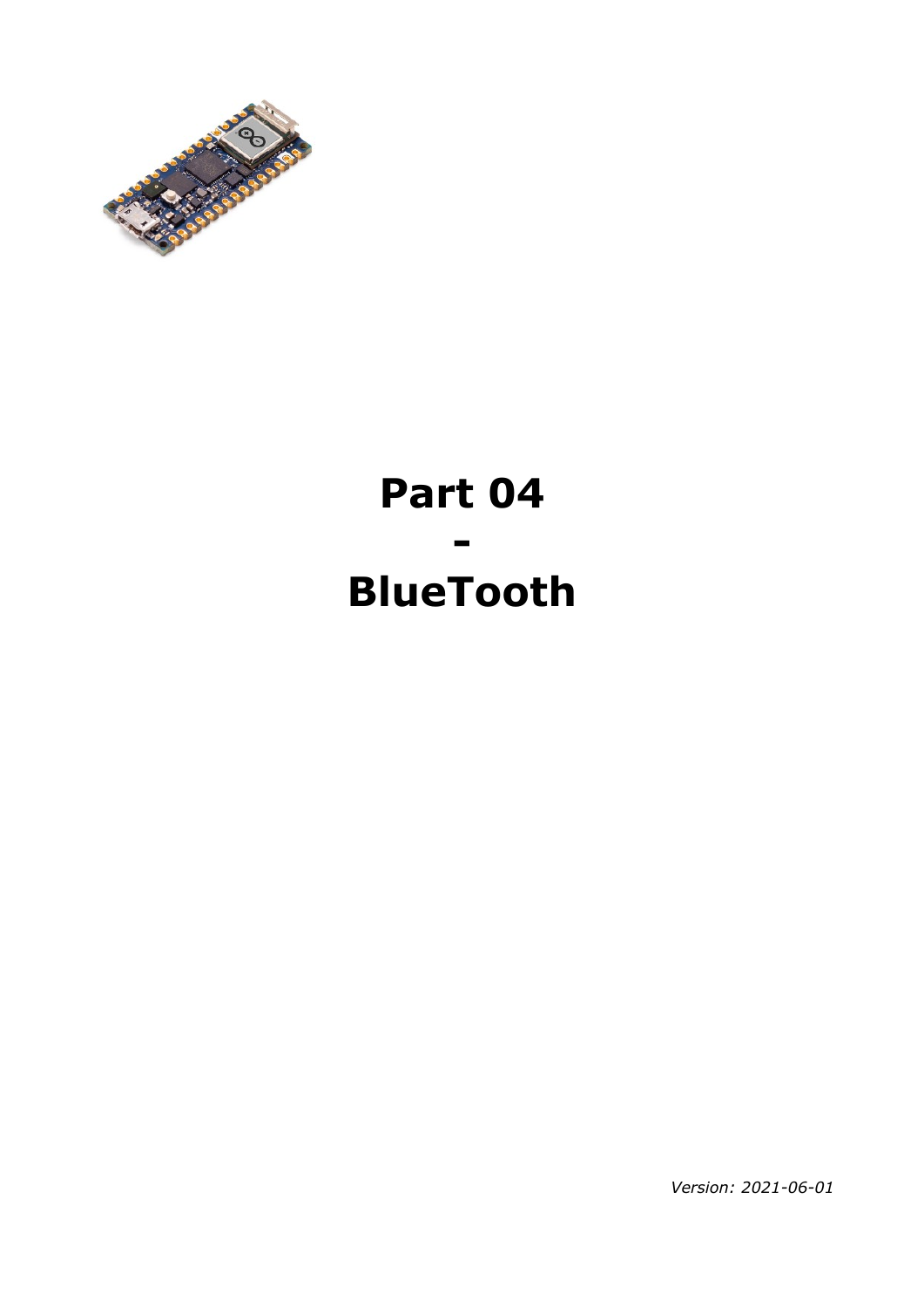# Part 04

# -

# BlueTooth

*Version: 2021-06-01*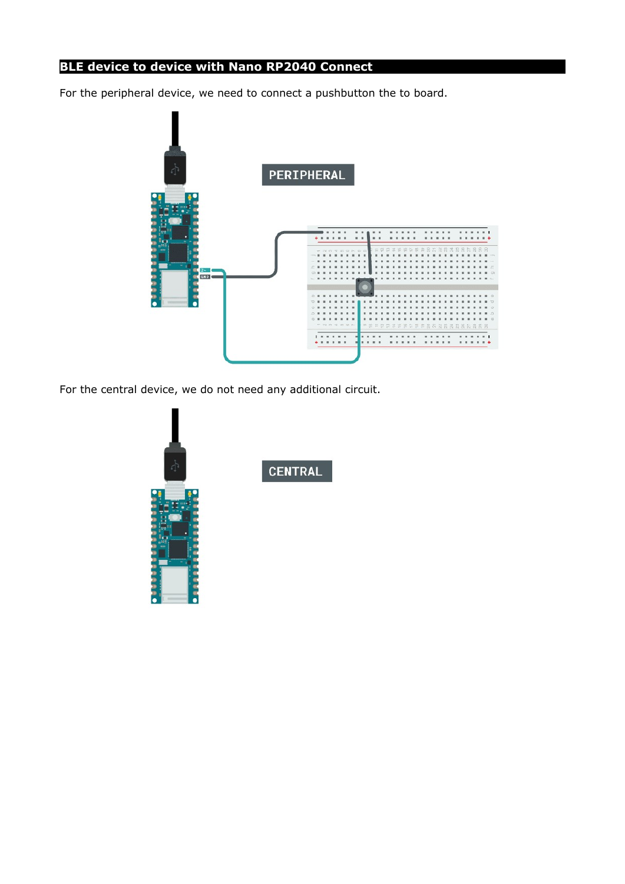## BLE device to device with Nano RP2040 Connect

For the peripheral device, we need to connect a pushbutton the to board.

For the central device, we do not need any additional circuit.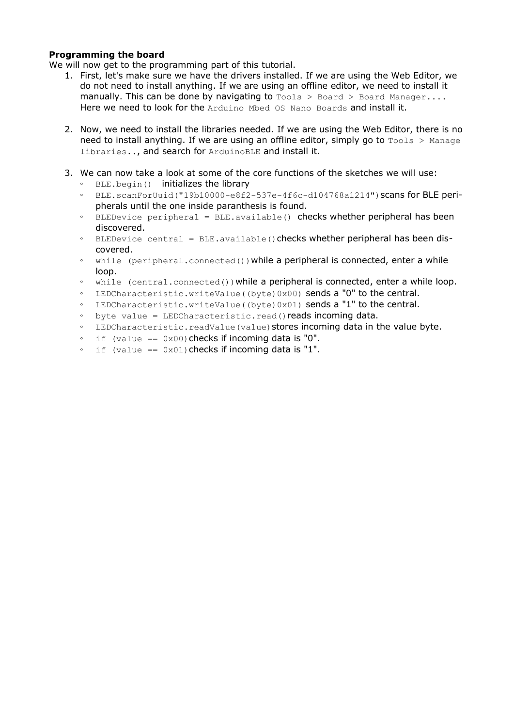**Programming the board**

We will now get to the programming part of this tutorial.

1. First, let's make sure we have the drivers installed. If we are using the Web Editor, we do not need to install anything. If we are using an offline editor, we need to install it manually. This can be done by navigating to `Tools > Board > Board Manager....` Here we need to look for the `Arduino Mbed OS Nano Boards` and install it.

2. Now, we need to install the libraries needed. If we are using the Web Editor, there is no need to install anything. If we are using an offline editor, simply go to `Tools > Manage libraries..`, and search for `ArduinoBLE` and install it.

3. We can now take a look at some of the core functions of the sketches we will use:
   - `BLE.begin()` initializes the library
   - `BLE.scanForUuid("19b10000-e8f2-537e-4f6c-d104768a1214")` scans for BLE peripherals until the one inside paranthesis is found.
   - `BLEDevice peripheral = BLE.available()` checks whether peripheral has been discovered.
   - `BLEDevice central = BLE.available()` checks whether peripheral has been discovered.
   - `while (peripheral.connected())` while a peripheral is connected, enter a while loop.
   - `while (central.connected())` while a peripheral is connected, enter a while loop.
   - `LEDCharacteristic.writeValue((byte)0x00)` sends a "0" to the central.
   - `LEDCharacteristic.writeValue((byte)0x01)` sends a "1" to the central.
   - `byte value = LEDCharacteristic.read()` reads incoming data.
   - `LEDCharacteristic.readValue(value)` stores incoming data in the value byte.
   - `if (value == 0x00)` checks if incoming data is "0".
   - `if (value == 0x01)` checks if incoming data is "1".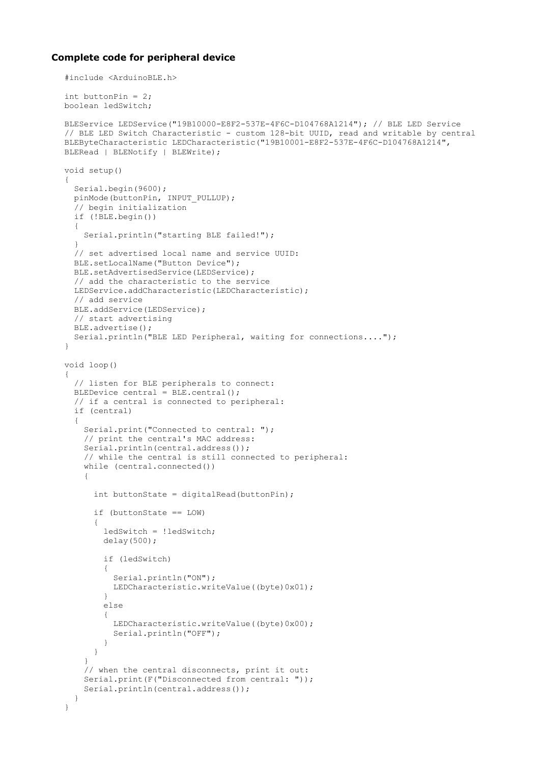### Complete code for peripheral device

```
#include <ArduinoBLE.h>

int buttonPin = 2;
boolean ledSwitch;

BLEService LEDService("19B10000-E8F2-537E-4F6C-D104768A1214"); // BLE LED Service
// BLE LED Switch Characteristic - custom 128-bit UUID, read and writable by central
BLEByteCharacteristic LEDCharacteristic("19B10001-E8F2-537E-4F6C-D104768A1214",
BLERead | BLENotify | BLEWrite);

void setup()
{
  Serial.begin(9600);
  pinMode(buttonPin, INPUT_PULLUP);
  // begin initialization
  if (!BLE.begin())
  {
    Serial.println("starting BLE failed!");
  }
  // set advertised local name and service UUID:
  BLE.setLocalName("Button Device");
  BLE.setAdvertisedService(LEDService);
  // add the characteristic to the service
  LEDService.addCharacteristic(LEDCharacteristic);
  // add service
  BLE.addService(LEDService);
  // start advertising
  BLE.advertise();
  Serial.println("BLE LED Peripheral, waiting for connections....");
}

void loop()
{
  // listen for BLE peripherals to connect:
  BLEDevice central = BLE.central();
  // if a central is connected to peripheral:
  if (central)
  {
    Serial.print("Connected to central: ");
    // print the central's MAC address:
    Serial.println(central.address());
    // while the central is still connected to peripheral:
    while (central.connected())
    {

      int buttonState = digitalRead(buttonPin);

      if (buttonState == LOW)
      {
        ledSwitch = !ledSwitch;
        delay(500);

        if (ledSwitch)
        {
          Serial.println("ON");
          LEDCharacteristic.writeValue((byte)0x01);
        }
        else
        {
          LEDCharacteristic.writeValue((byte)0x00);
          Serial.println("OFF");
        }
      }
    }
    // when the central disconnects, print it out:
    Serial.print(F("Disconnected from central: "));
    Serial.println(central.address());
  }
}
```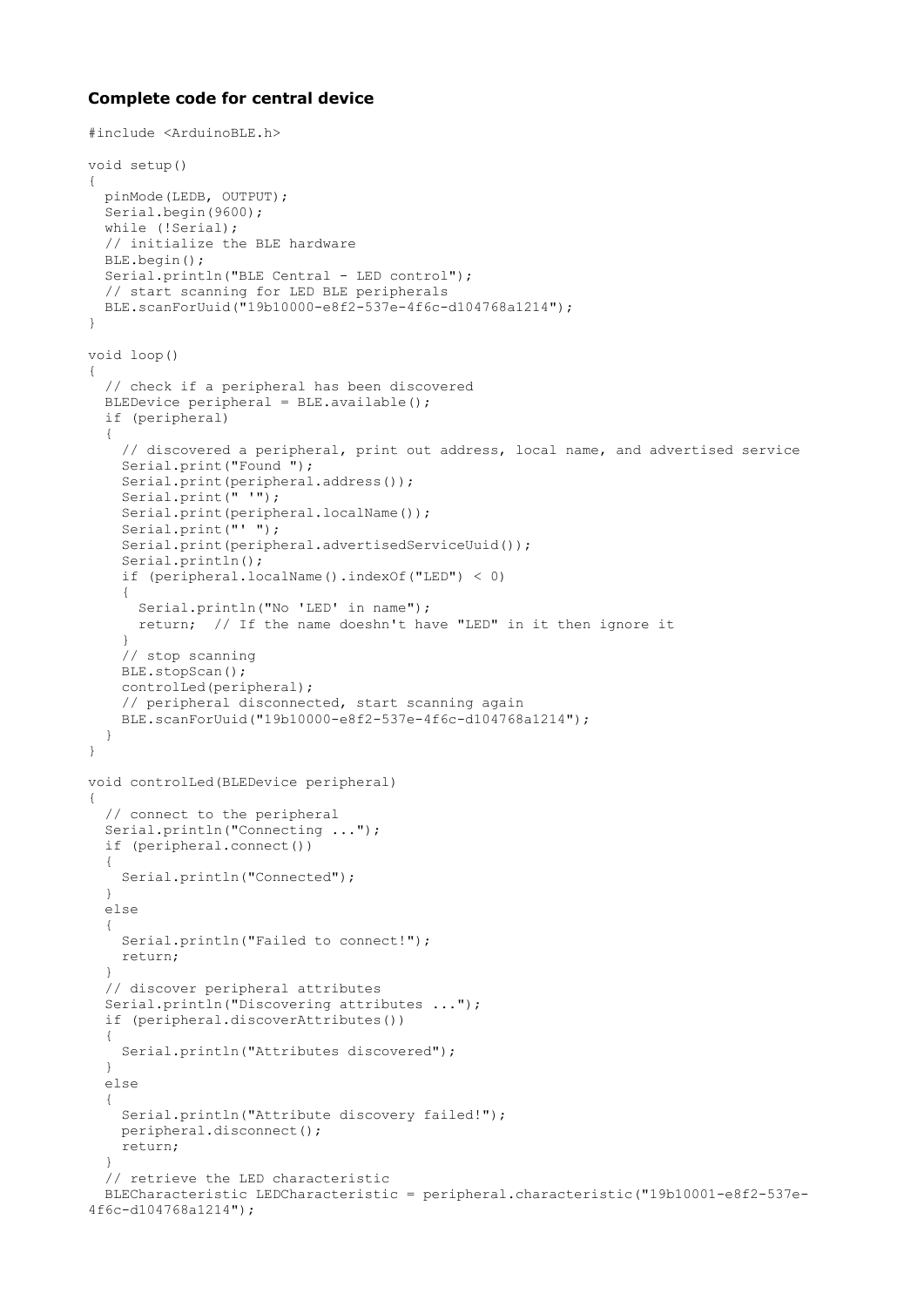**Complete code for central device**

```
#include <ArduinoBLE.h>

void setup()
{
  pinMode(LEDB, OUTPUT);
  Serial.begin(9600);
  while (!Serial);
  // initialize the BLE hardware
  BLE.begin();
  Serial.println("BLE Central - LED control");
  // start scanning for LED BLE peripherals
  BLE.scanForUuid("19b10000-e8f2-537e-4f6c-d104768a1214");
}

void loop()
{
  // check if a peripheral has been discovered
  BLEDevice peripheral = BLE.available();
  if (peripheral)
  {
    // discovered a peripheral, print out address, local name, and advertised service
    Serial.print("Found ");
    Serial.print(peripheral.address());
    Serial.print(" '");
    Serial.print(peripheral.localName());
    Serial.print("' ");
    Serial.print(peripheral.advertisedServiceUuid());
    Serial.println();
    if (peripheral.localName().indexOf("LED") < 0)
    {
      Serial.println("No 'LED' in name");
      return;  // If the name doeshn't have "LED" in it then ignore it
    }
    // stop scanning
    BLE.stopScan();
    controlLed(peripheral);
    // peripheral disconnected, start scanning again
    BLE.scanForUuid("19b10000-e8f2-537e-4f6c-d104768a1214");
  }
}

void controlLed(BLEDevice peripheral)
{
  // connect to the peripheral
  Serial.println("Connecting ...");
  if (peripheral.connect())
  {
    Serial.println("Connected");
  }
  else
  {
    Serial.println("Failed to connect!");
    return;
  }
  // discover peripheral attributes
  Serial.println("Discovering attributes ...");
  if (peripheral.discoverAttributes())
  {
    Serial.println("Attributes discovered");
  }
  else
  {
    Serial.println("Attribute discovery failed!");
    peripheral.disconnect();
    return;
  }
  // retrieve the LED characteristic
  BLECharacteristic LEDCharacteristic = peripheral.characteristic("19b10001-e8f2-537e-
4f6c-d104768a1214");
```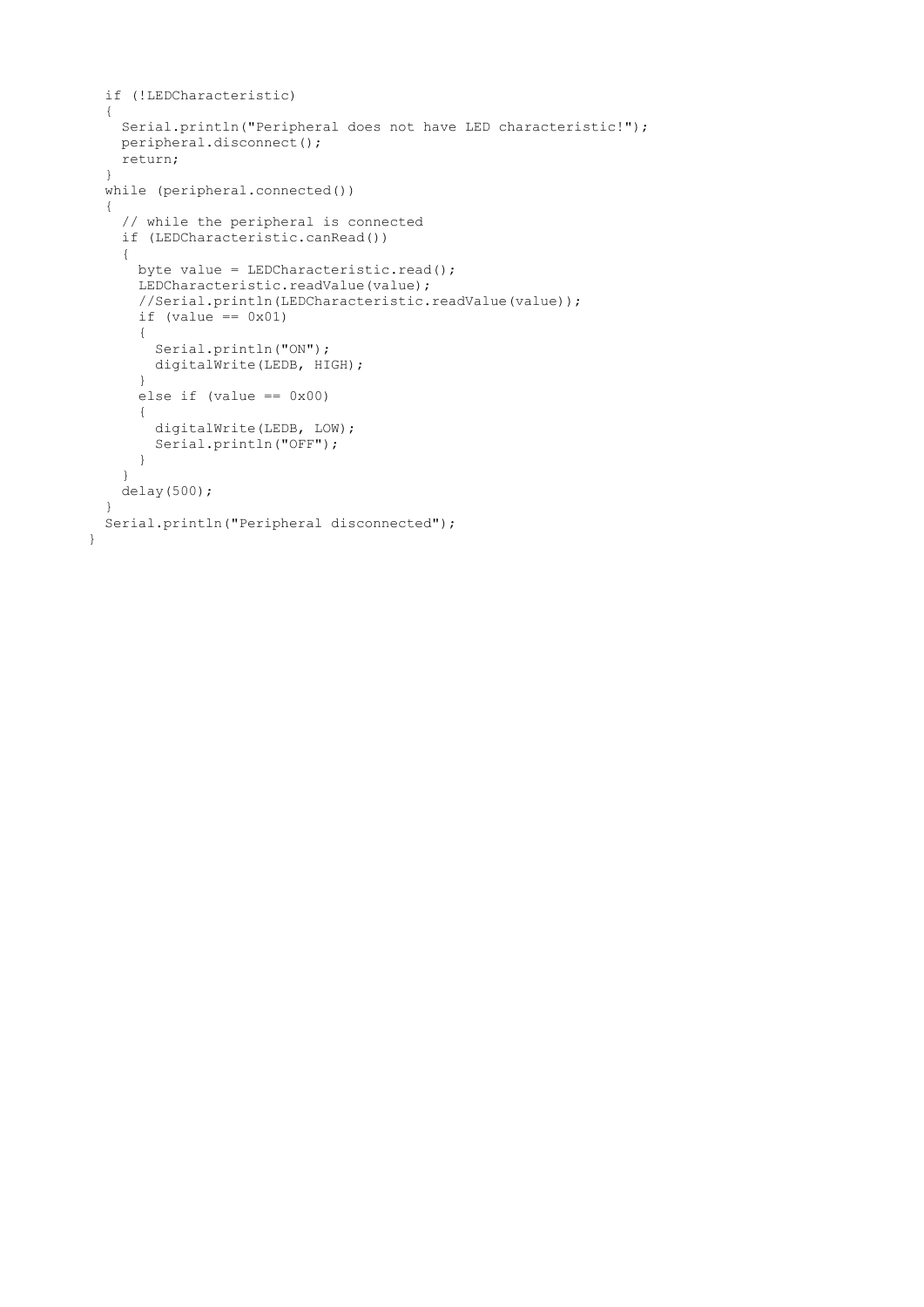```
  if (!LEDCharacteristic)
  {
    Serial.println("Peripheral does not have LED characteristic!");
    peripheral.disconnect();
    return;
  }
  while (peripheral.connected())
  {
    // while the peripheral is connected
    if (LEDCharacteristic.canRead())
    {
      byte value = LEDCharacteristic.read();
      LEDCharacteristic.readValue(value);
      //Serial.println(LEDCharacteristic.readValue(value));
      if (value == 0x01)
      {
        Serial.println("ON");
        digitalWrite(LEDB, HIGH);
      }
      else if (value == 0x00)
      {
        digitalWrite(LEDB, LOW);
        Serial.println("OFF");
      }
    }
    delay(500);
  }
  Serial.println("Peripheral disconnected");
}
```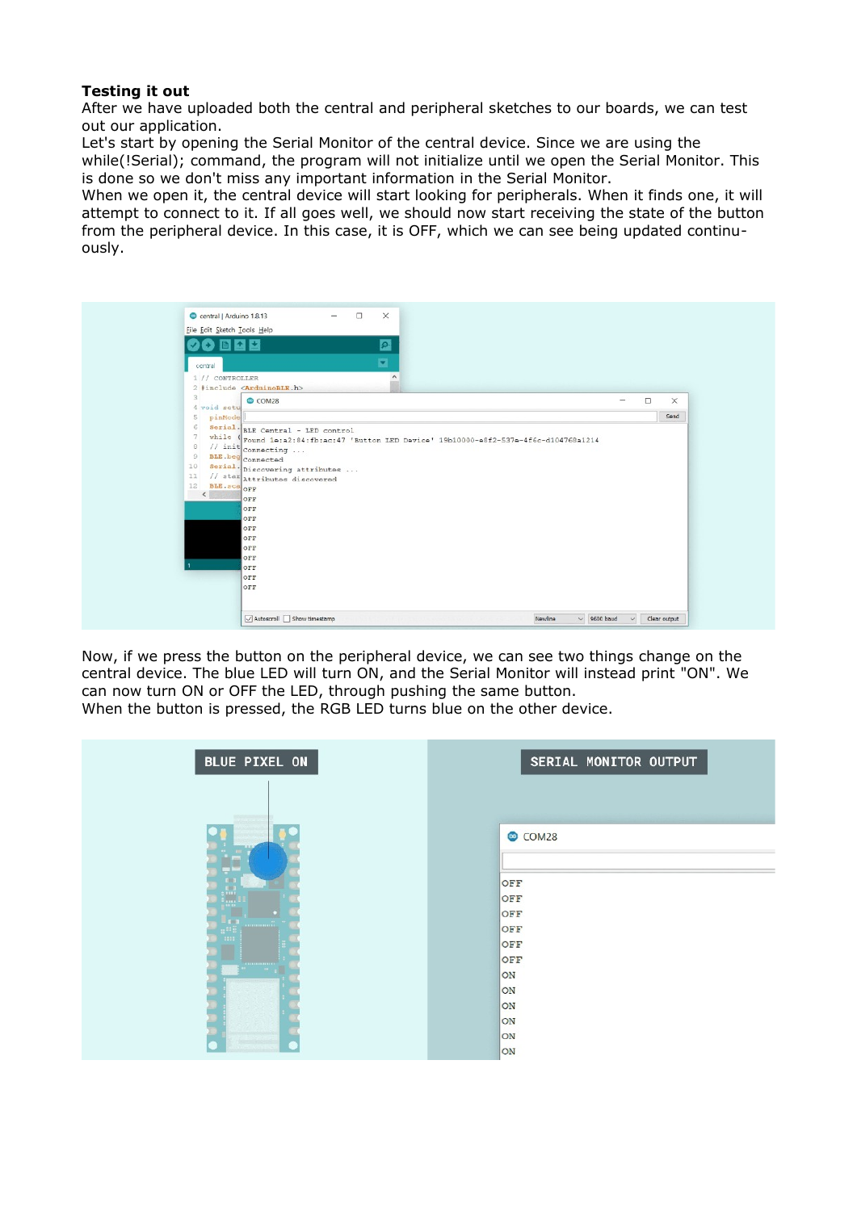**Testing it out**

After we have uploaded both the central and peripheral sketches to our boards, we can test out our application.

Let's start by opening the Serial Monitor of the central device. Since we are using the while(!Serial); command, the program will not initialize until we open the Serial Monitor. This is done so we don't miss any important information in the Serial Monitor.

When we open it, the central device will start looking for peripherals. When it finds one, it will attempt to connect to it. If all goes well, we should now start receiving the state of the button from the peripheral device. In this case, it is OFF, which we can see being updated continuously.

Now, if we press the button on the peripheral device, we can see two things change on the central device. The blue LED will turn ON, and the Serial Monitor will instead print "ON". We can now turn ON or OFF the LED, through pushing the same button.

When the button is pressed, the RGB LED turns blue on the other device.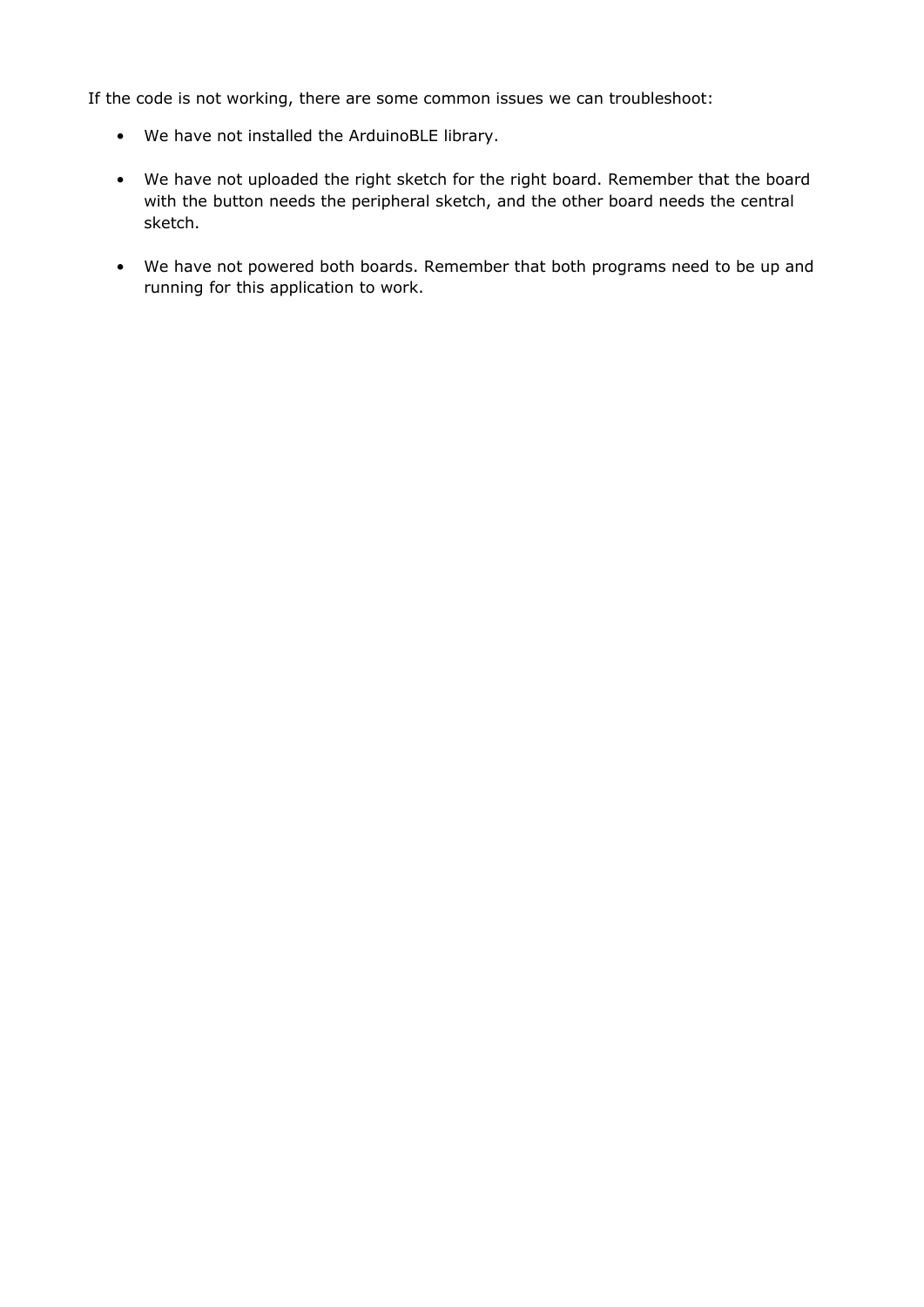If the code is not working, there are some common issues we can troubleshoot:

- We have not installed the ArduinoBLE library.
- We have not uploaded the right sketch for the right board. Remember that the board with the button needs the peripheral sketch, and the other board needs the central sketch.
- We have not powered both boards. Remember that both programs need to be up and running for this application to work.